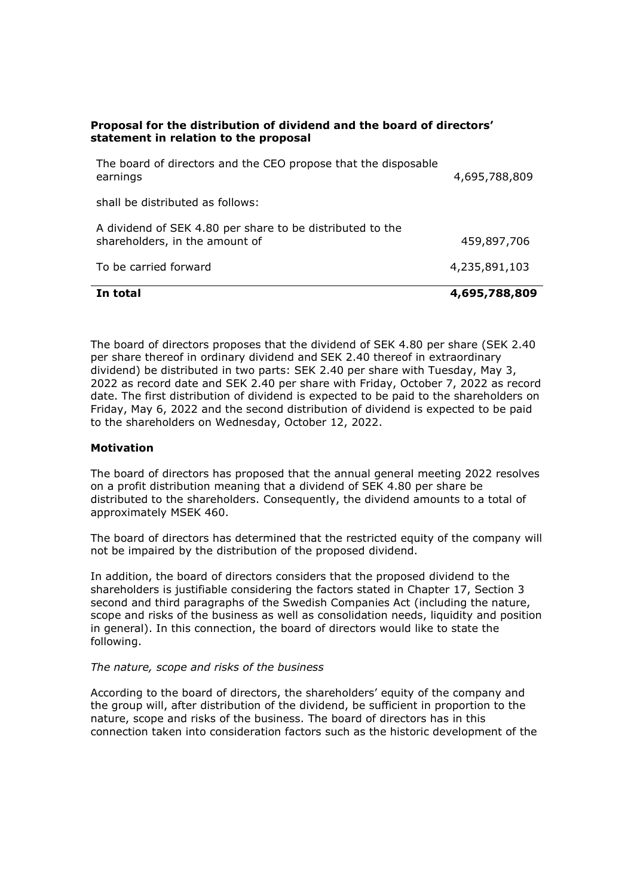**Proposal for the distribution of dividend and the board of directors' statement in relation to the proposal**

| | |
|---|---|
| The board of directors and the CEO propose that the disposable earnings | 4,695,788,809 |
| shall be distributed as follows: | |
| A dividend of SEK 4.80 per share to be distributed to the shareholders, in the amount of | 459,897,706 |
| To be carried forward | 4,235,891,103 |
| **In total** | **4,695,788,809** |

The board of directors proposes that the dividend of SEK 4.80 per share (SEK 2.40 per share thereof in ordinary dividend and SEK 2.40 thereof in extraordinary dividend) be distributed in two parts: SEK 2.40 per share with Tuesday, May 3, 2022 as record date and SEK 2.40 per share with Friday, October 7, 2022 as record date. The first distribution of dividend is expected to be paid to the shareholders on Friday, May 6, 2022 and the second distribution of dividend is expected to be paid to the shareholders on Wednesday, October 12, 2022.

**Motivation**

The board of directors has proposed that the annual general meeting 2022 resolves on a profit distribution meaning that a dividend of SEK 4.80 per share be distributed to the shareholders. Consequently, the dividend amounts to a total of approximately MSEK 460.

The board of directors has determined that the restricted equity of the company will not be impaired by the distribution of the proposed dividend.

In addition, the board of directors considers that the proposed dividend to the shareholders is justifiable considering the factors stated in Chapter 17, Section 3 second and third paragraphs of the Swedish Companies Act (including the nature, scope and risks of the business as well as consolidation needs, liquidity and position in general). In this connection, the board of directors would like to state the following.

*The nature, scope and risks of the business*

According to the board of directors, the shareholders' equity of the company and the group will, after distribution of the dividend, be sufficient in proportion to the nature, scope and risks of the business. The board of directors has in this connection taken into consideration factors such as the historic development of the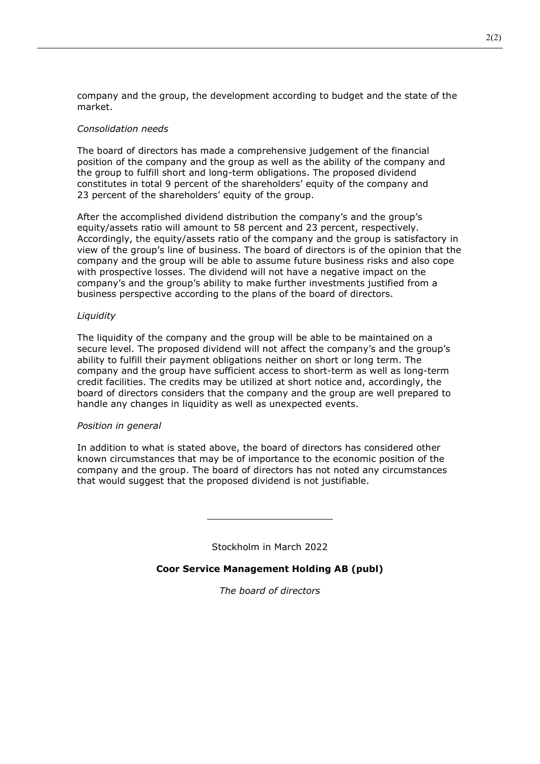company and the group, the development according to budget and the state of the market.

*Consolidation needs*

The board of directors has made a comprehensive judgement of the financial position of the company and the group as well as the ability of the company and the group to fulfill short and long-term obligations. The proposed dividend constitutes in total 9 percent of the shareholders' equity of the company and 23 percent of the shareholders' equity of the group.

After the accomplished dividend distribution the company's and the group's equity/assets ratio will amount to 58 percent and 23 percent, respectively. Accordingly, the equity/assets ratio of the company and the group is satisfactory in view of the group's line of business. The board of directors is of the opinion that the company and the group will be able to assume future business risks and also cope with prospective losses. The dividend will not have a negative impact on the company's and the group's ability to make further investments justified from a business perspective according to the plans of the board of directors.

*Liquidity*

The liquidity of the company and the group will be able to be maintained on a secure level. The proposed dividend will not affect the company's and the group's ability to fulfill their payment obligations neither on short or long term. The company and the group have sufficient access to short-term as well as long-term credit facilities. The credits may be utilized at short notice and, accordingly, the board of directors considers that the company and the group are well prepared to handle any changes in liquidity as well as unexpected events.

*Position in general*

In addition to what is stated above, the board of directors has considered other known circumstances that may be of importance to the economic position of the company and the group. The board of directors has not noted any circumstances that would suggest that the proposed dividend is not justifiable.

---

Stockholm in March 2022

**Coor Service Management Holding AB (publ)**

*The board of directors*